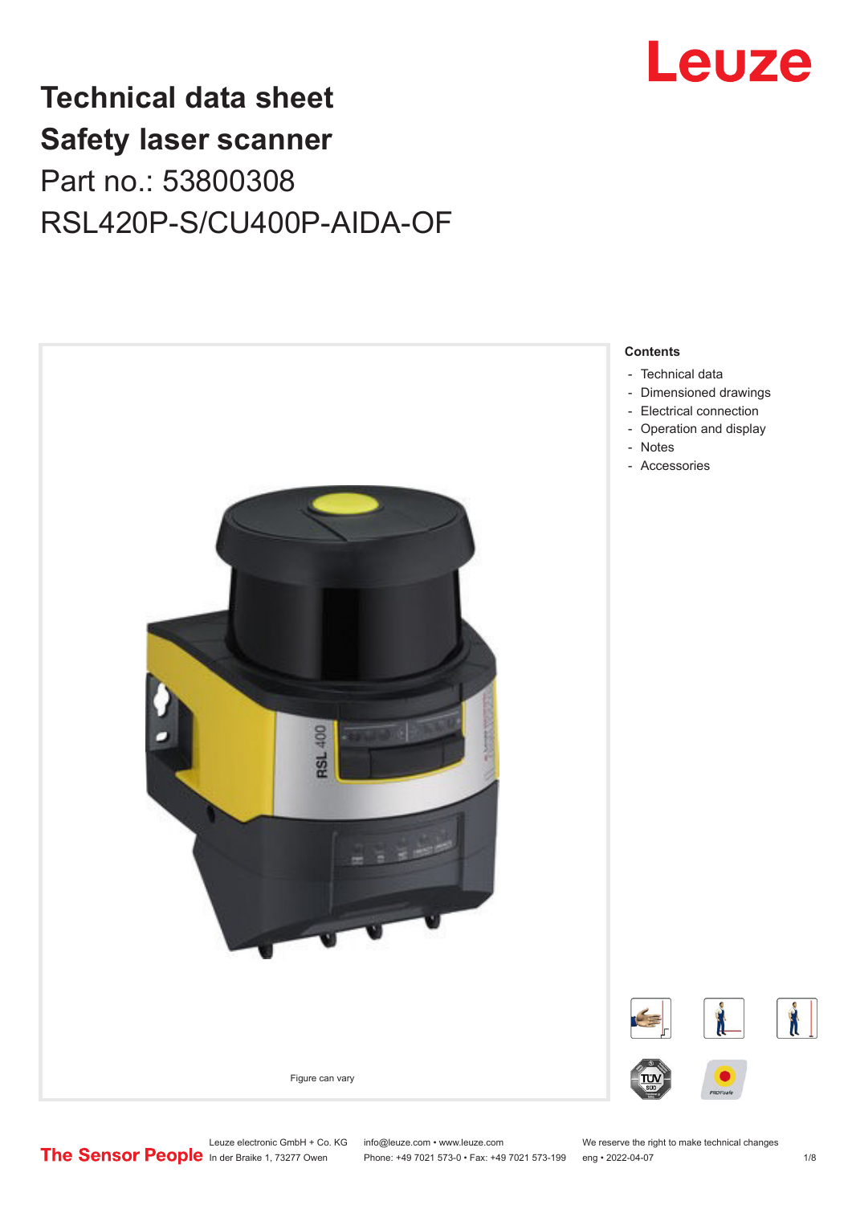# Technical data sheet
# Safety laser scanner
## Part no.: 53800308
## RSL420P-S/CU400P-AIDA-OF

Figure can vary

**Contents**

- Technical data
- Dimensioned drawings
- Electrical connection
- Operation and display
- Notes
- Accessories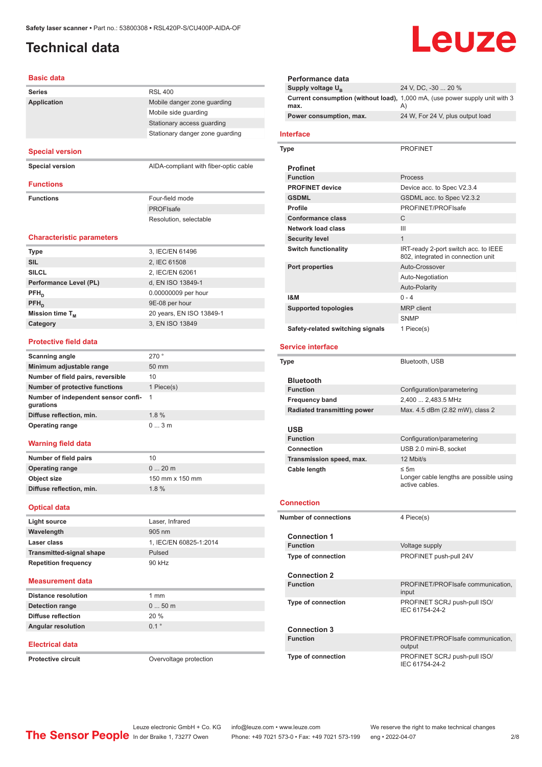# Technical data

## Basic data

| | |
|---|---|
| **Series** | RSL 400 |
| **Application** | Mobile danger zone guarding |
| | Mobile side guarding |
| | Stationary access guarding |
| | Stationary danger zone guarding |

## Special version

| | |
|---|---|
| **Special version** | AIDA-compliant with fiber-optic cable |

## Functions

| | |
|---|---|
| **Functions** | Four-field mode |
| | PROFIsafe |
| | Resolution, selectable |

## Characteristic parameters

| | |
|---|---|
| **Type** | 3, IEC/EN 61496 |
| **SIL** | 2, IEC 61508 |
| **SILCL** | 2, IEC/EN 62061 |
| **Performance Level (PL)** | d, EN ISO 13849-1 |
| **$PFH_D$** | 0.00000009 per hour |
| **$PFH_D$** | 9E-08 per hour |
| **Mission time $T_M$** | 20 years, EN ISO 13849-1 |
| **Category** | 3, EN ISO 13849 |

## Protective field data

| | |
|---|---|
| **Scanning angle** | 270 ° |
| **Minimum adjustable range** | 50 mm |
| **Number of field pairs, reversible** | 10 |
| **Number of protective functions** | 1 Piece(s) |
| **Number of independent sensor configurations** | 1 |
| **Diffuse reflection, min.** | 1.8 % |
| **Operating range** | 0 ... 3 m |

## Warning field data

| | |
|---|---|
| **Number of field pairs** | 10 |
| **Operating range** | 0 ... 20 m |
| **Object size** | 150 mm x 150 mm |
| **Diffuse reflection, min.** | 1.8 % |

## Optical data

| | |
|---|---|
| **Light source** | Laser, Infrared |
| **Wavelength** | 905 nm |
| **Laser class** | 1, IEC/EN 60825-1:2014 |
| **Transmitted-signal shape** | Pulsed |
| **Repetition frequency** | 90 kHz |

## Measurement data

| | |
|---|---|
| **Distance resolution** | 1 mm |
| **Detection range** | 0 ... 50 m |
| **Diffuse reflection** | 20 % |
| **Angular resolution** | 0.1 ° |

## Electrical data

| | |
|---|---|
| **Protective circuit** | Overvoltage protection |

### Performance data

| | |
|---|---|
| **Supply voltage $U_B$** | 24 V, DC, -30 ... 20 % |
| **Current consumption (without load), max.** | 1,000 mA, (use power supply unit with 3 A) |
| **Power consumption, max.** | 24 W, For 24 V, plus output load |

## Interface

| | |
|---|---|
| **Type** | PROFINET |

### Profinet

| | |
|---|---|
| **Function** | Process |
| **PROFINET device** | Device acc. to Spec V2.3.4 |
| **GSDML** | GSDML acc. to Spec V2.3.2 |
| **Profile** | PROFINET/PROFIsafe |
| **Conformance class** | C |
| **Network load class** | III |
| **Security level** | 1 |
| **Switch functionality** | IRT-ready 2-port switch acc. to IEEE 802, integrated in connection unit |
| **Port properties** | Auto-Crossover |
| | Auto-Negotiation |
| | Auto-Polarity |
| **I&M** | 0 - 4 |
| **Supported topologies** | MRP client |
| | SNMP |
| **Safety-related switching signals** | 1 Piece(s) |

## Service interface

| | |
|---|---|
| **Type** | Bluetooth, USB |

### Bluetooth

| | |
|---|---|
| **Function** | Configuration/parametering |
| **Frequency band** | 2,400 ... 2,483.5 MHz |
| **Radiated transmitting power** | Max. 4.5 dBm (2.82 mW), class 2 |

### USB

| | |
|---|---|
| **Function** | Configuration/parametering |
| **Connection** | USB 2.0 mini-B, socket |
| **Transmission speed, max.** | 12 Mbit/s |
| **Cable length** | ≤ 5m<br>Longer cable lengths are possible using active cables. |

## Connection

| | |
|---|---|
| **Number of connections** | 4 Piece(s) |

### Connection 1

| | |
|---|---|
| **Function** | Voltage supply |
| **Type of connection** | PROFINET push-pull 24V |

### Connection 2

| | |
|---|---|
| **Function** | PROFINET/PROFIsafe communication, input |
| **Type of connection** | PROFINET SCRJ push-pull ISO/IEC 61754-24-2 |

### Connection 3

| | |
|---|---|
| **Function** | PROFINET/PROFIsafe communication, output |
| **Type of connection** | PROFINET SCRJ push-pull ISO/IEC 61754-24-2 |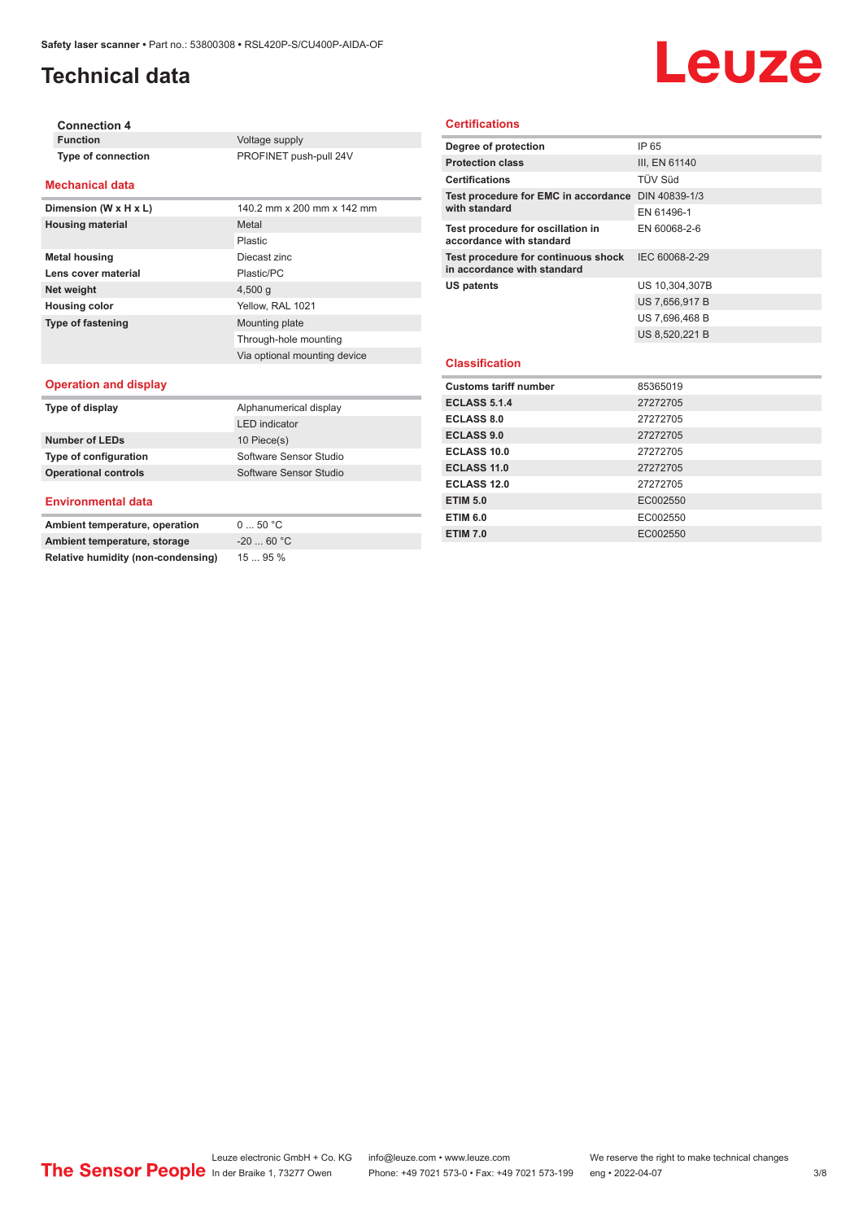# Technical data

| Connection 4 | |
|---|---|
| **Function** | Voltage supply |
| **Type of connection** | PROFINET push-pull 24V |

## Mechanical data

| | |
|---|---|
| **Dimension (W x H x L)** | 140.2 mm x 200 mm x 142 mm |
| **Housing material** | Metal |
| | Plastic |
| **Metal housing** | Diecast zinc |
| **Lens cover material** | Plastic/PC |
| **Net weight** | 4,500 g |
| **Housing color** | Yellow, RAL 1021 |
| **Type of fastening** | Mounting plate |
| | Through-hole mounting |
| | Via optional mounting device |

## Operation and display

| | |
|---|---|
| **Type of display** | Alphanumerical display |
| | LED indicator |
| **Number of LEDs** | 10 Piece(s) |
| **Type of configuration** | Software Sensor Studio |
| **Operational controls** | Software Sensor Studio |

## Environmental data

| | |
|---|---|
| **Ambient temperature, operation** | 0 ... 50 °C |
| **Ambient temperature, storage** | -20 ... 60 °C |
| **Relative humidity (non-condensing)** | 15 ... 95 % |

## Certifications

| | |
|---|---|
| **Degree of protection** | IP 65 |
| **Protection class** | III, EN 61140 |
| **Certifications** | TÜV Süd |
| **Test procedure for EMC in accordance with standard** | DIN 40839-1/3 |
| | EN 61496-1 |
| **Test procedure for oscillation in accordance with standard** | EN 60068-2-6 |
| **Test procedure for continuous shock in accordance with standard** | IEC 60068-2-29 |
| **US patents** | US 10,304,307B |
| | US 7,656,917 B |
| | US 7,696,468 B |
| | US 8,520,221 B |

## Classification

| | |
|---|---|
| **Customs tariff number** | 85365019 |
| **ECLASS 5.1.4** | 27272705 |
| **ECLASS 8.0** | 27272705 |
| **ECLASS 9.0** | 27272705 |
| **ECLASS 10.0** | 27272705 |
| **ECLASS 11.0** | 27272705 |
| **ECLASS 12.0** | 27272705 |
| **ETIM 5.0** | EC002550 |
| **ETIM 6.0** | EC002550 |
| **ETIM 7.0** | EC002550 |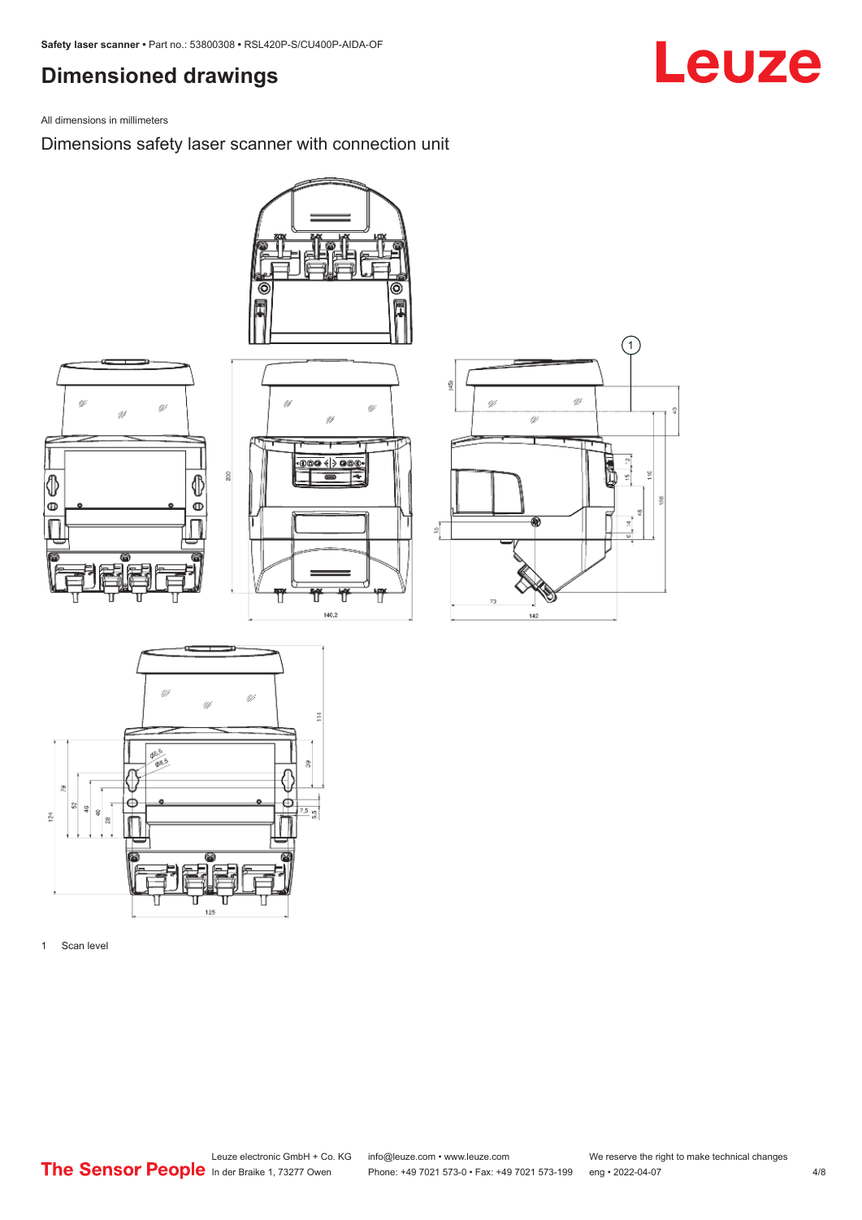## Dimensioned drawings

All dimensions in millimeters

Dimensions safety laser scanner with connection unit

1 Scan level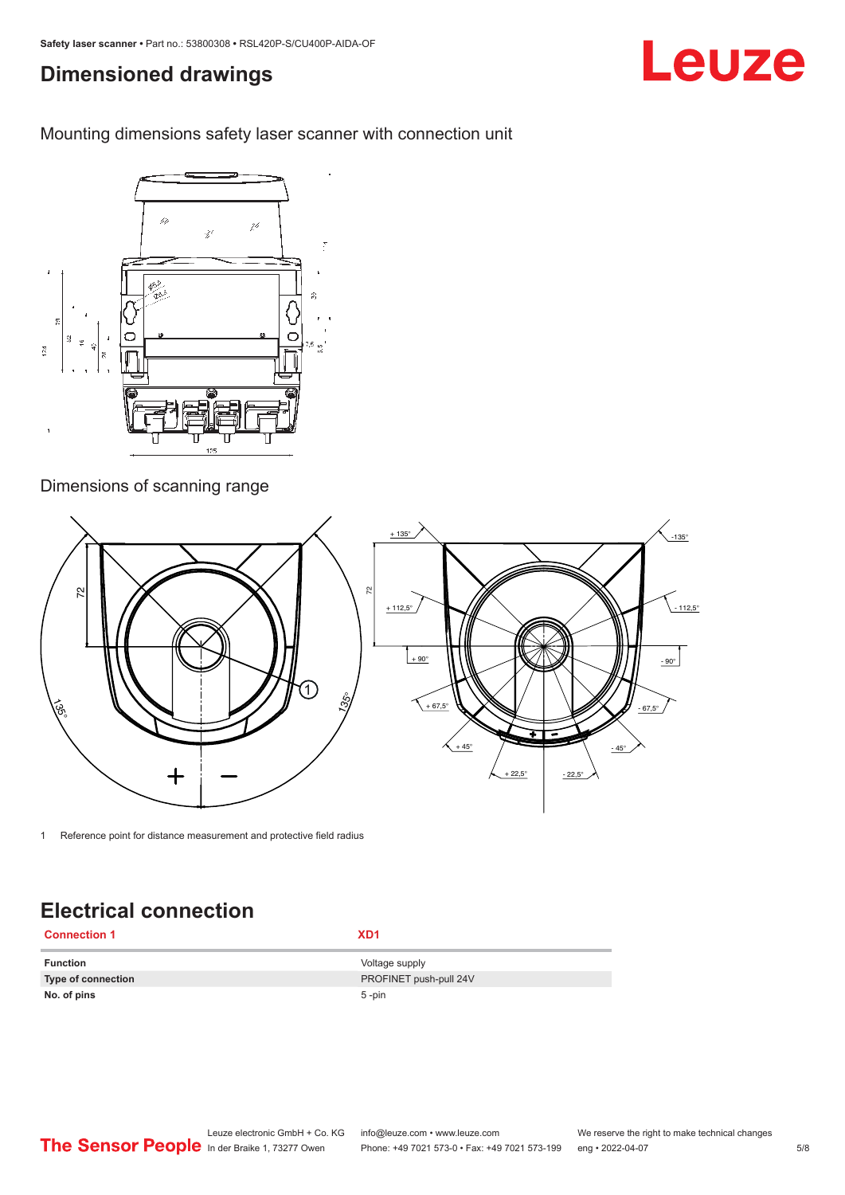## Dimensioned drawings

Mounting dimensions safety laser scanner with connection unit

Dimensions of scanning range

1 Reference point for distance measurement and protective field radius

## Electrical connection

| Connection 1 | XD1 |
| --- | --- |
| Function | Voltage supply |
| Type of connection | PROFINET push-pull 24V |
| No. of pins | 5 -pin |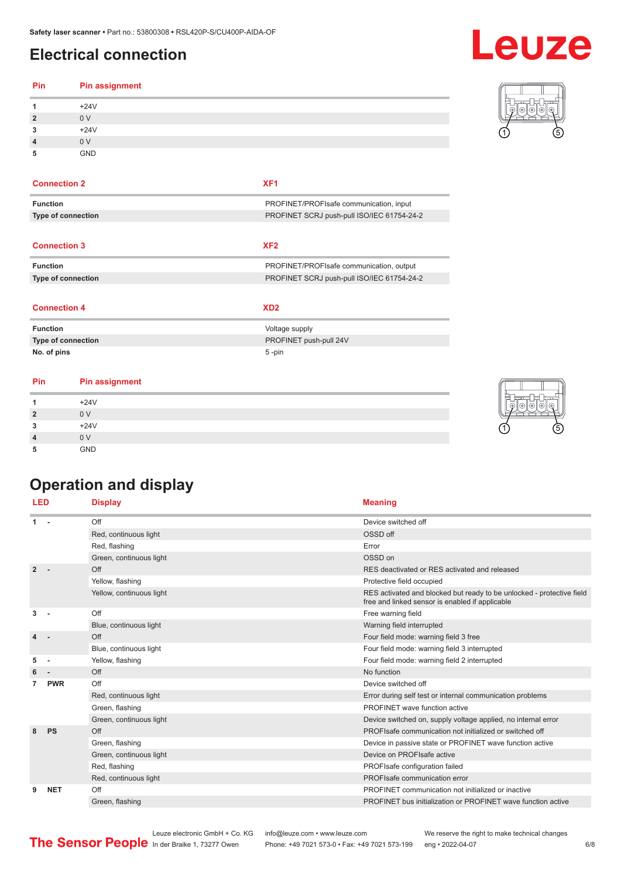## Electrical connection

| Pin | Pin assignment |
|---|---|
| 1 | +24V |
| 2 | 0 V |
| 3 | +24V |
| 4 | 0 V |
| 5 | GND |

1 5

| Connection 2 | XF1 |
|---|---|
| Function | PROFINET/PROFIsafe communication, input |
| Type of connection | PROFINET SCRJ push-pull ISO/IEC 61754-24-2 |

| Connection 3 | XF2 |
|---|---|
| Function | PROFINET/PROFIsafe communication, output |
| Type of connection | PROFINET SCRJ push-pull ISO/IEC 61754-24-2 |

| Connection 4 | XD2 |
|---|---|
| Function | Voltage supply |
| Type of connection | PROFINET push-pull 24V |
| No. of pins | 5 -pin |

| Pin | Pin assignment |
|---|---|
| 1 | +24V |
| 2 | 0 V |
| 3 | +24V |
| 4 | 0 V |
| 5 | GND |

1 5

## Operation and display

| LED | | Display | Meaning |
|---|---|---|---|
| 1 | - | Off | Device switched off |
| | | Red, continuous light | OSSD off |
| | | Red, flashing | Error |
| | | Green, continuous light | OSSD on |
| 2 | - | Off | RES deactivated or RES activated and released |
| | | Yellow, flashing | Protective field occupied |
| | | Yellow, continuous light | RES activated and blocked but ready to be unlocked - protective field free and linked sensor is enabled if applicable |
| 3 | - | Off | Free warning field |
| | | Blue, continuous light | Warning field interrupted |
| 4 | - | Off | Four field mode: warning field 3 free |
| | | Blue, continuous light | Four field mode: warning field 3 interrupted |
| 5 | - | Yellow, flashing | Four field mode: warning field 2 interrupted |
| 6 | - | Off | No function |
| 7 | PWR | Off | Device switched off |
| | | Red, continuous light | Error during self test or internal communication problems |
| | | Green, flashing | PROFINET wave function active |
| | | Green, continuous light | Device switched on, supply voltage applied, no internal error |
| 8 | PS | Off | PROFIsafe communication not initialized or switched off |
| | | Green, flashing | Device in passive state or PROFINET wave function active |
| | | Green, continuous light | Device on PROFIsafe active |
| | | Red, flashing | PROFIsafe configuration failed |
| | | Red, continuous light | PROFIsafe communication error |
| 9 | NET | Off | PROFINET communication not initialized or inactive |
| | | Green, flashing | PROFINET bus initialization or PROFINET wave function active |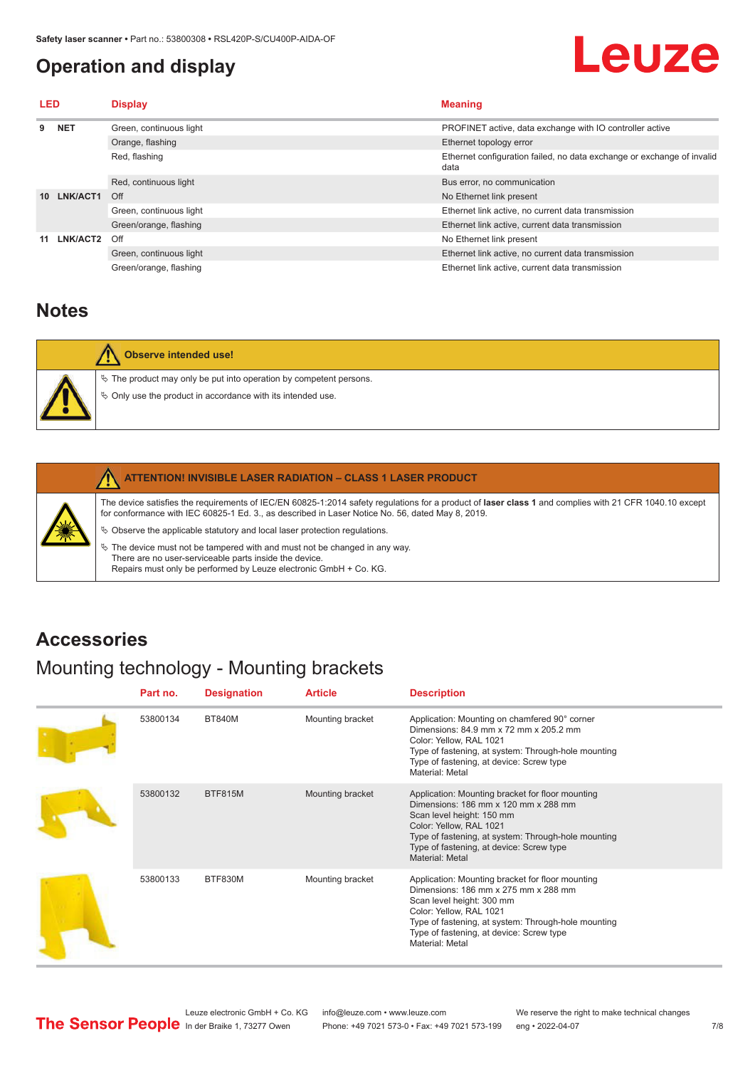# Operation and display

| LED | | Display | Meaning |
|---|---|---|---|
| 9 | NET | Green, continuous light | PROFINET active, data exchange with IO controller active |
| | | Orange, flashing | Ethernet topology error |
| | | Red, flashing | Ethernet configuration failed, no data exchange or exchange of invalid data |
| | | Red, continuous light | Bus error, no communication |
| 10 | LNK/ACT1 | Off | No Ethernet link present |
| | | Green, continuous light | Ethernet link active, no current data transmission |
| | | Green/orange, flashing | Ethernet link active, current data transmission |
| 11 | LNK/ACT2 | Off | No Ethernet link present |
| | | Green, continuous light | Ethernet link active, no current data transmission |
| | | Green/orange, flashing | Ethernet link active, current data transmission |

# Notes

**Observe intended use!**

- The product may only be put into operation by competent persons.
- Only use the product in accordance with its intended use.

**ATTENTION! INVISIBLE LASER RADIATION – CLASS 1 LASER PRODUCT**

The device satisfies the requirements of IEC/EN 60825-1:2014 safety regulations for a product of **laser class 1** and complies with 21 CFR 1040.10 except for conformance with IEC 60825-1 Ed. 3., as described in Laser Notice No. 56, dated May 8, 2019.

- Observe the applicable statutory and local laser protection regulations.
- The device must not be tampered with and must not be changed in any way.
  There are no user-serviceable parts inside the device.
  Repairs must only be performed by Leuze electronic GmbH + Co. KG.

# Accessories

## Mounting technology - Mounting brackets

| Part no. | Designation | Article | Description |
|---|---|---|---|
| 53800134 | BT840M | Mounting bracket | Application: Mounting on chamfered 90° corner<br>Dimensions: 84.9 mm x 72 mm x 205.2 mm<br>Color: Yellow, RAL 1021<br>Type of fastening, at system: Through-hole mounting<br>Type of fastening, at device: Screw type<br>Material: Metal |
| 53800132 | BTF815M | Mounting bracket | Application: Mounting bracket for floor mounting<br>Dimensions: 186 mm x 120 mm x 288 mm<br>Scan level height: 150 mm<br>Color: Yellow, RAL 1021<br>Type of fastening, at system: Through-hole mounting<br>Type of fastening, at device: Screw type<br>Material: Metal |
| 53800133 | BTF830M | Mounting bracket | Application: Mounting bracket for floor mounting<br>Dimensions: 186 mm x 275 mm x 288 mm<br>Scan level height: 300 mm<br>Color: Yellow, RAL 1021<br>Type of fastening, at system: Through-hole mounting<br>Type of fastening, at device: Screw type<br>Material: Metal |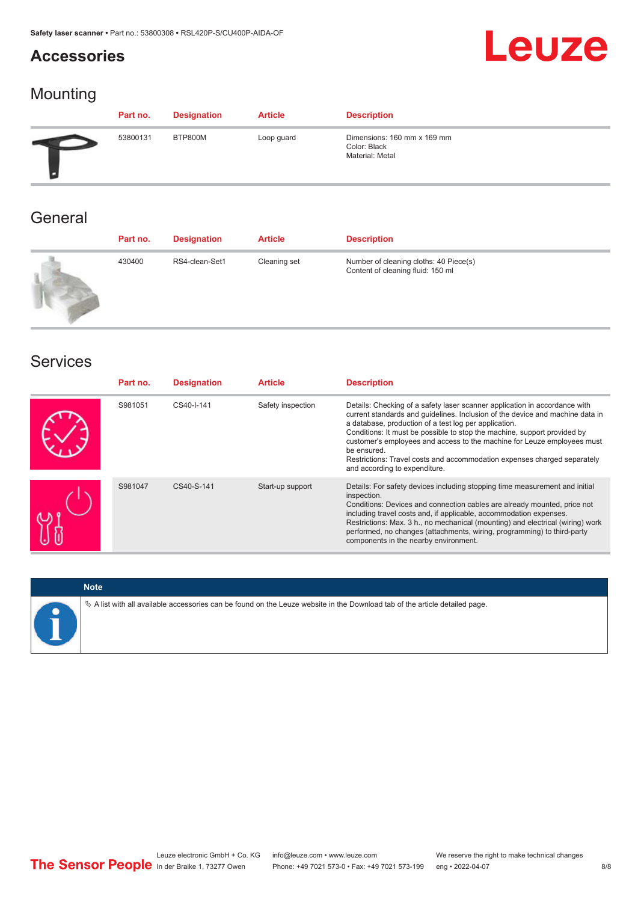# Accessories

## Mounting

| | Part no. | Designation | Article | Description |
|---|---|---|---|---|
| | 53800131 | BTP800M | Loop guard | Dimensions: 160 mm x 169 mm<br>Color: Black<br>Material: Metal |

## General

| | Part no. | Designation | Article | Description |
|---|---|---|---|---|
| | 430400 | RS4-clean-Set1 | Cleaning set | Number of cleaning cloths: 40 Piece(s)<br>Content of cleaning fluid: 150 ml |

## Services

| | Part no. | Designation | Article | Description |
|---|---|---|---|---|
| | S981051 | CS40-I-141 | Safety inspection | Details: Checking of a safety laser scanner application in accordance with current standards and guidelines. Inclusion of the device and machine data in a database, production of a test log per application.<br>Conditions: It must be possible to stop the machine, support provided by customer's employees and access to the machine for Leuze employees must be ensured.<br>Restrictions: Travel costs and accommodation expenses charged separately and according to expenditure. |
| | S981047 | CS40-S-141 | Start-up support | Details: For safety devices including stopping time measurement and initial inspection.<br>Conditions: Devices and connection cables are already mounted, price not including travel costs and, if applicable, accommodation expenses.<br>Restrictions: Max. 3 h., no mechanical (mounting) and electrical (wiring) work performed, no changes (attachments, wiring, programming) to third-party components in the nearby environment. |

**Note**

↳ A list with all available accessories can be found on the Leuze website in the Download tab of the article detailed page.